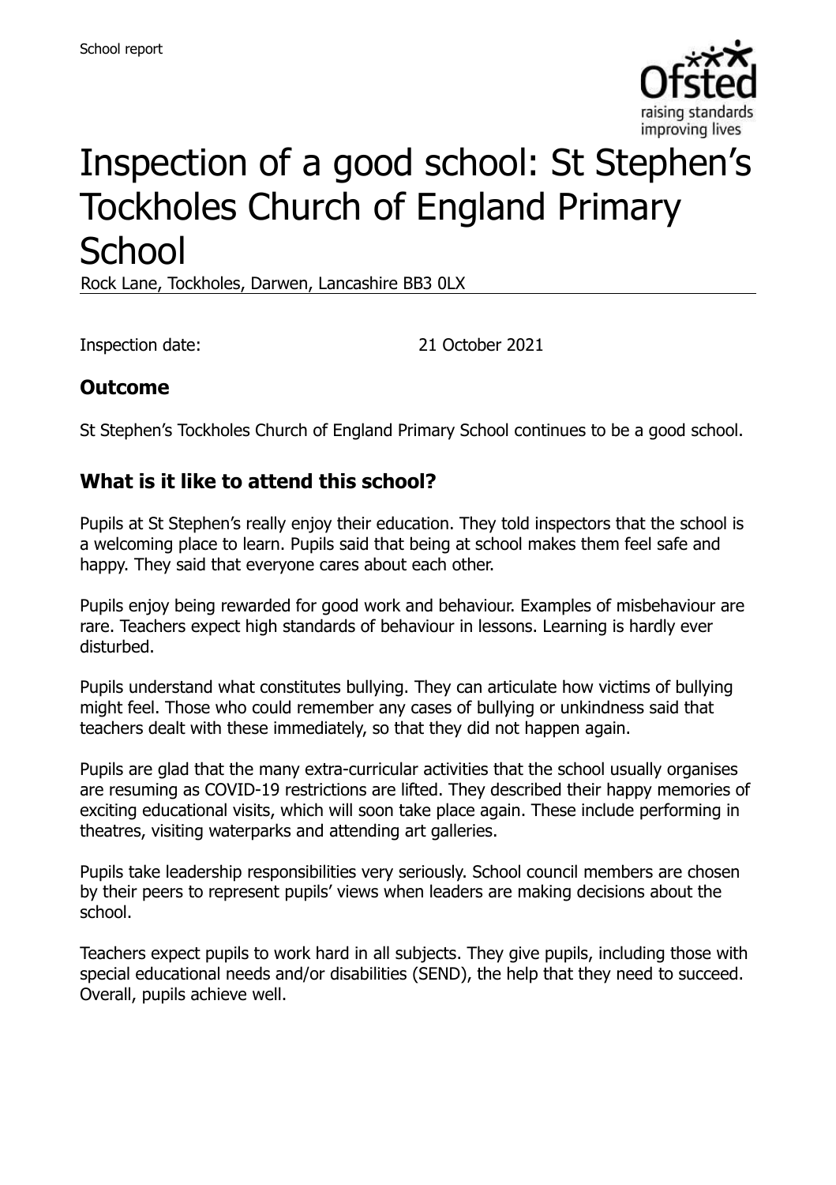School report

# Inspection of a good school: St Stephen's Tockholes Church of England Primary School

Rock Lane, Tockholes, Darwen, Lancashire BB3 0LX

Inspection date: 21 October 2021

## Outcome

St Stephen's Tockholes Church of England Primary School continues to be a good school.

## What is it like to attend this school?

Pupils at St Stephen's really enjoy their education. They told inspectors that the school is a welcoming place to learn. Pupils said that being at school makes them feel safe and happy. They said that everyone cares about each other.

Pupils enjoy being rewarded for good work and behaviour. Examples of misbehaviour are rare. Teachers expect high standards of behaviour in lessons. Learning is hardly ever disturbed.

Pupils understand what constitutes bullying. They can articulate how victims of bullying might feel. Those who could remember any cases of bullying or unkindness said that teachers dealt with these immediately, so that they did not happen again.

Pupils are glad that the many extra-curricular activities that the school usually organises are resuming as COVID-19 restrictions are lifted. They described their happy memories of exciting educational visits, which will soon take place again. These include performing in theatres, visiting waterparks and attending art galleries.

Pupils take leadership responsibilities very seriously. School council members are chosen by their peers to represent pupils' views when leaders are making decisions about the school.

Teachers expect pupils to work hard in all subjects. They give pupils, including those with special educational needs and/or disabilities (SEND), the help that they need to succeed. Overall, pupils achieve well.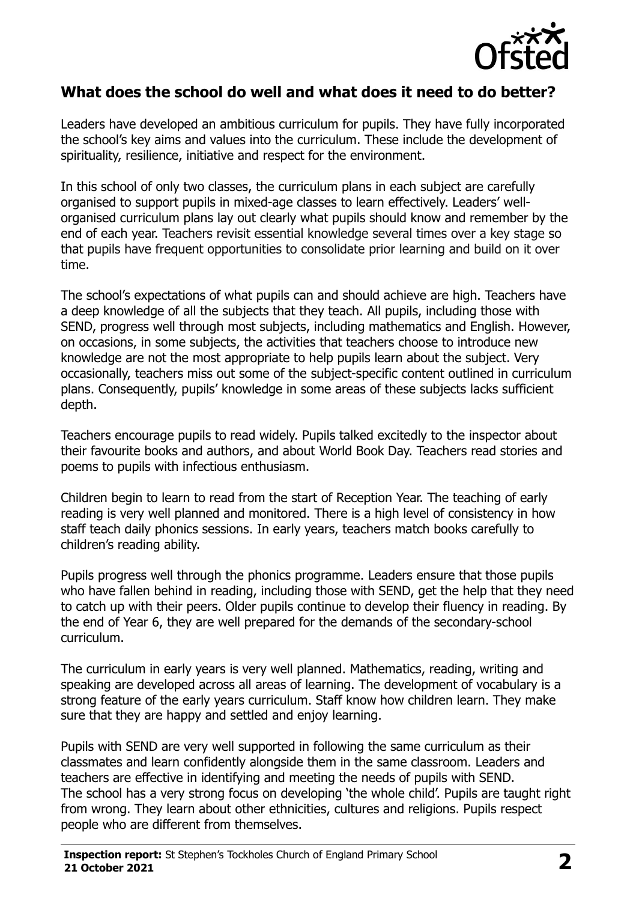## What does the school do well and what does it need to do better?

Leaders have developed an ambitious curriculum for pupils. They have fully incorporated the school's key aims and values into the curriculum. These include the development of spirituality, resilience, initiative and respect for the environment.

In this school of only two classes, the curriculum plans in each subject are carefully organised to support pupils in mixed-age classes to learn effectively. Leaders' well-organised curriculum plans lay out clearly what pupils should know and remember by the end of each year. Teachers revisit essential knowledge several times over a key stage so that pupils have frequent opportunities to consolidate prior learning and build on it over time.

The school's expectations of what pupils can and should achieve are high. Teachers have a deep knowledge of all the subjects that they teach. All pupils, including those with SEND, progress well through most subjects, including mathematics and English. However, on occasions, in some subjects, the activities that teachers choose to introduce new knowledge are not the most appropriate to help pupils learn about the subject. Very occasionally, teachers miss out some of the subject-specific content outlined in curriculum plans. Consequently, pupils' knowledge in some areas of these subjects lacks sufficient depth.

Teachers encourage pupils to read widely. Pupils talked excitedly to the inspector about their favourite books and authors, and about World Book Day. Teachers read stories and poems to pupils with infectious enthusiasm.

Children begin to learn to read from the start of Reception Year. The teaching of early reading is very well planned and monitored. There is a high level of consistency in how staff teach daily phonics sessions. In early years, teachers match books carefully to children's reading ability.

Pupils progress well through the phonics programme. Leaders ensure that those pupils who have fallen behind in reading, including those with SEND, get the help that they need to catch up with their peers. Older pupils continue to develop their fluency in reading. By the end of Year 6, they are well prepared for the demands of the secondary-school curriculum.

The curriculum in early years is very well planned. Mathematics, reading, writing and speaking are developed across all areas of learning. The development of vocabulary is a strong feature of the early years curriculum. Staff know how children learn. They make sure that they are happy and settled and enjoy learning.

Pupils with SEND are very well supported in following the same curriculum as their classmates and learn confidently alongside them in the same classroom. Leaders and teachers are effective in identifying and meeting the needs of pupils with SEND.
The school has a very strong focus on developing 'the whole child'. Pupils are taught right from wrong. They learn about other ethnicities, cultures and religions. Pupils respect people who are different from themselves.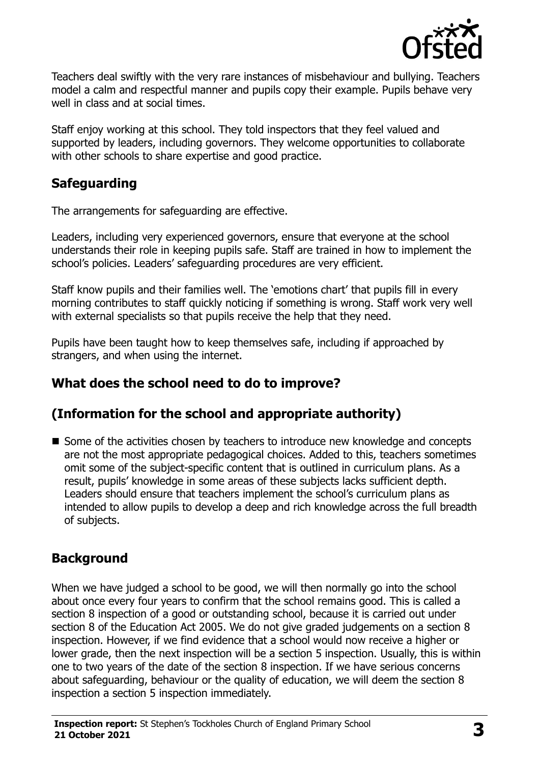Teachers deal swiftly with the very rare instances of misbehaviour and bullying. Teachers model a calm and respectful manner and pupils copy their example. Pupils behave very well in class and at social times.

Staff enjoy working at this school. They told inspectors that they feel valued and supported by leaders, including governors. They welcome opportunities to collaborate with other schools to share expertise and good practice.

## Safeguarding

The arrangements for safeguarding are effective.

Leaders, including very experienced governors, ensure that everyone at the school understands their role in keeping pupils safe. Staff are trained in how to implement the school's policies. Leaders' safeguarding procedures are very efficient.

Staff know pupils and their families well. The 'emotions chart' that pupils fill in every morning contributes to staff quickly noticing if something is wrong. Staff work very well with external specialists so that pupils receive the help that they need.

Pupils have been taught how to keep themselves safe, including if approached by strangers, and when using the internet.

## What does the school need to do to improve?

## (Information for the school and appropriate authority)

- Some of the activities chosen by teachers to introduce new knowledge and concepts are not the most appropriate pedagogical choices. Added to this, teachers sometimes omit some of the subject-specific content that is outlined in curriculum plans. As a result, pupils' knowledge in some areas of these subjects lacks sufficient depth. Leaders should ensure that teachers implement the school's curriculum plans as intended to allow pupils to develop a deep and rich knowledge across the full breadth of subjects.

## Background

When we have judged a school to be good, we will then normally go into the school about once every four years to confirm that the school remains good. This is called a section 8 inspection of a good or outstanding school, because it is carried out under section 8 of the Education Act 2005. We do not give graded judgements on a section 8 inspection. However, if we find evidence that a school would now receive a higher or lower grade, then the next inspection will be a section 5 inspection. Usually, this is within one to two years of the date of the section 8 inspection. If we have serious concerns about safeguarding, behaviour or the quality of education, we will deem the section 8 inspection a section 5 inspection immediately.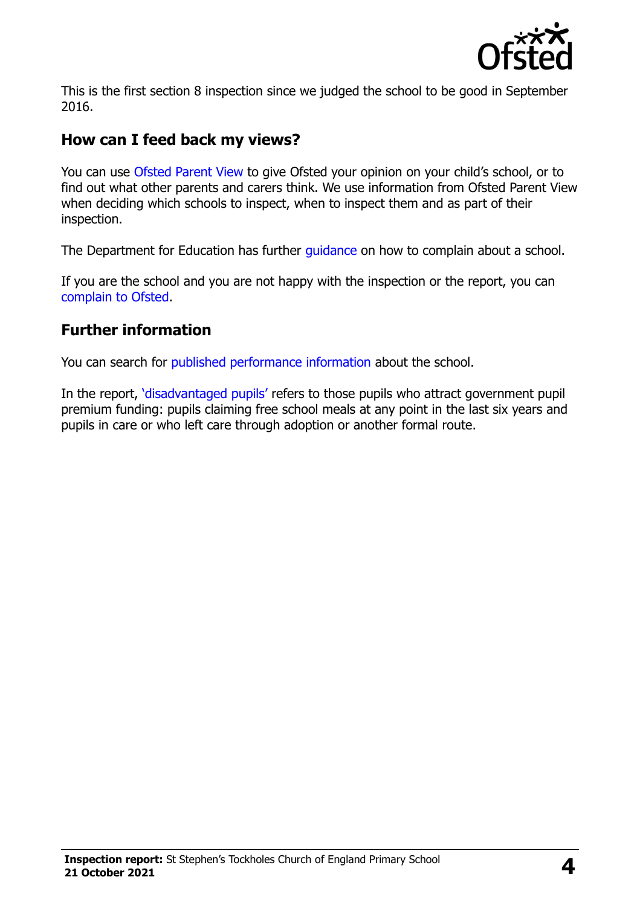This is the first section 8 inspection since we judged the school to be good in September 2016.

## How can I feed back my views?

You can use Ofsted Parent View to give Ofsted your opinion on your child's school, or to find out what other parents and carers think. We use information from Ofsted Parent View when deciding which schools to inspect, when to inspect them and as part of their inspection.

The Department for Education has further guidance on how to complain about a school.

If you are the school and you are not happy with the inspection or the report, you can complain to Ofsted.

## Further information

You can search for published performance information about the school.

In the report, 'disadvantaged pupils' refers to those pupils who attract government pupil premium funding: pupils claiming free school meals at any point in the last six years and pupils in care or who left care through adoption or another formal route.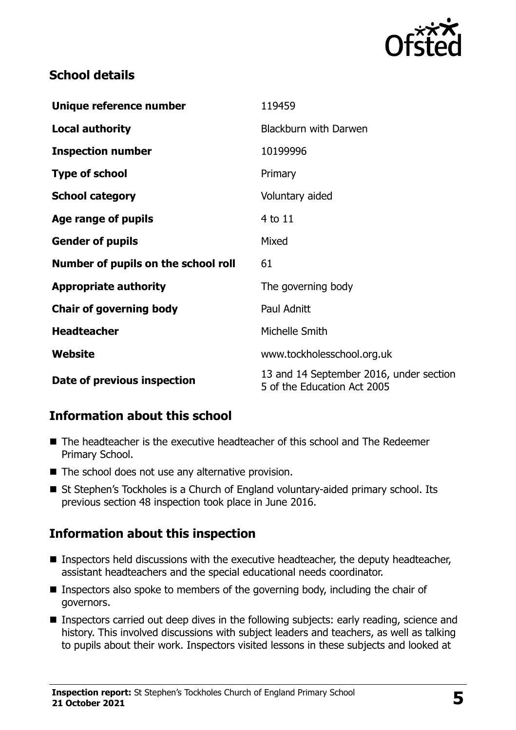## School details

| | |
|---|---|
| **Unique reference number** | 119459 |
| **Local authority** | Blackburn with Darwen |
| **Inspection number** | 10199996 |
| **Type of school** | Primary |
| **School category** | Voluntary aided |
| **Age range of pupils** | 4 to 11 |
| **Gender of pupils** | Mixed |
| **Number of pupils on the school roll** | 61 |
| **Appropriate authority** | The governing body |
| **Chair of governing body** | Paul Adnitt |
| **Headteacher** | Michelle Smith |
| **Website** | www.tockholesschool.org.uk |
| **Date of previous inspection** | 13 and 14 September 2016, under section 5 of the Education Act 2005 |

## Information about this school

- The headteacher is the executive headteacher of this school and The Redeemer Primary School.
- The school does not use any alternative provision.
- St Stephen's Tockholes is a Church of England voluntary-aided primary school. Its previous section 48 inspection took place in June 2016.

## Information about this inspection

- Inspectors held discussions with the executive headteacher, the deputy headteacher, assistant headteachers and the special educational needs coordinator.
- Inspectors also spoke to members of the governing body, including the chair of governors.
- Inspectors carried out deep dives in the following subjects: early reading, science and history. This involved discussions with subject leaders and teachers, as well as talking to pupils about their work. Inspectors visited lessons in these subjects and looked at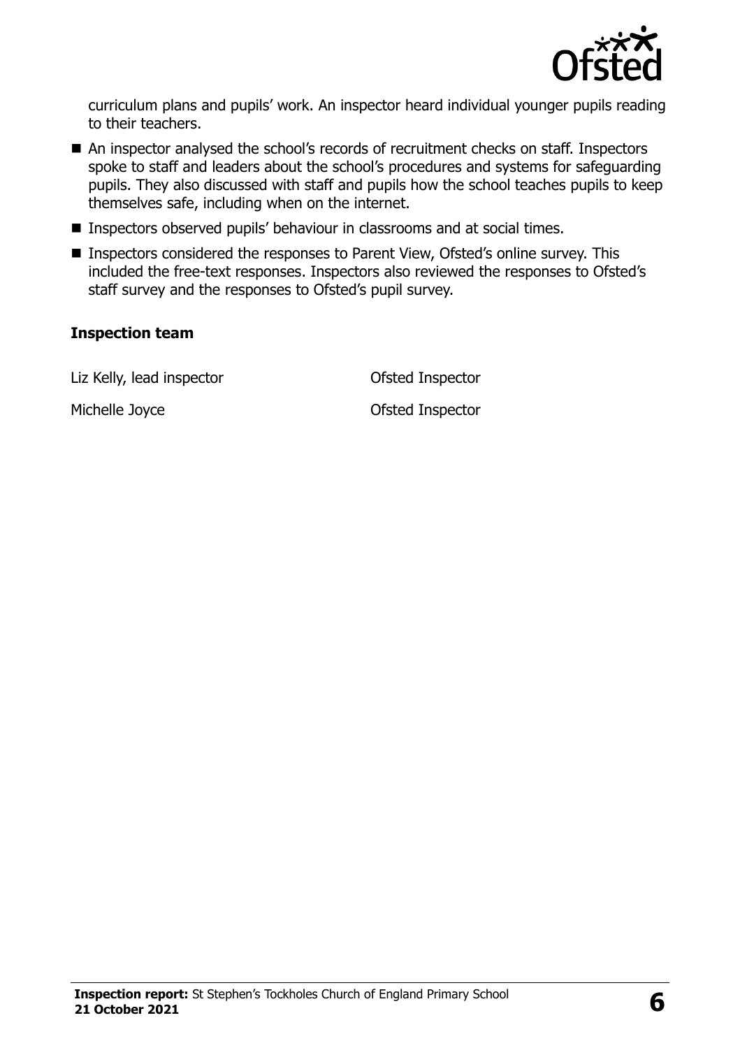curriculum plans and pupils' work. An inspector heard individual younger pupils reading to their teachers.

- An inspector analysed the school's records of recruitment checks on staff. Inspectors spoke to staff and leaders about the school's procedures and systems for safeguarding pupils. They also discussed with staff and pupils how the school teaches pupils to keep themselves safe, including when on the internet.
- Inspectors observed pupils' behaviour in classrooms and at social times.
- Inspectors considered the responses to Parent View, Ofsted's online survey. This included the free-text responses. Inspectors also reviewed the responses to Ofsted's staff survey and the responses to Ofsted's pupil survey.

**Inspection team**

| | |
|---|---|
| Liz Kelly, lead inspector | Ofsted Inspector |
| Michelle Joyce | Ofsted Inspector |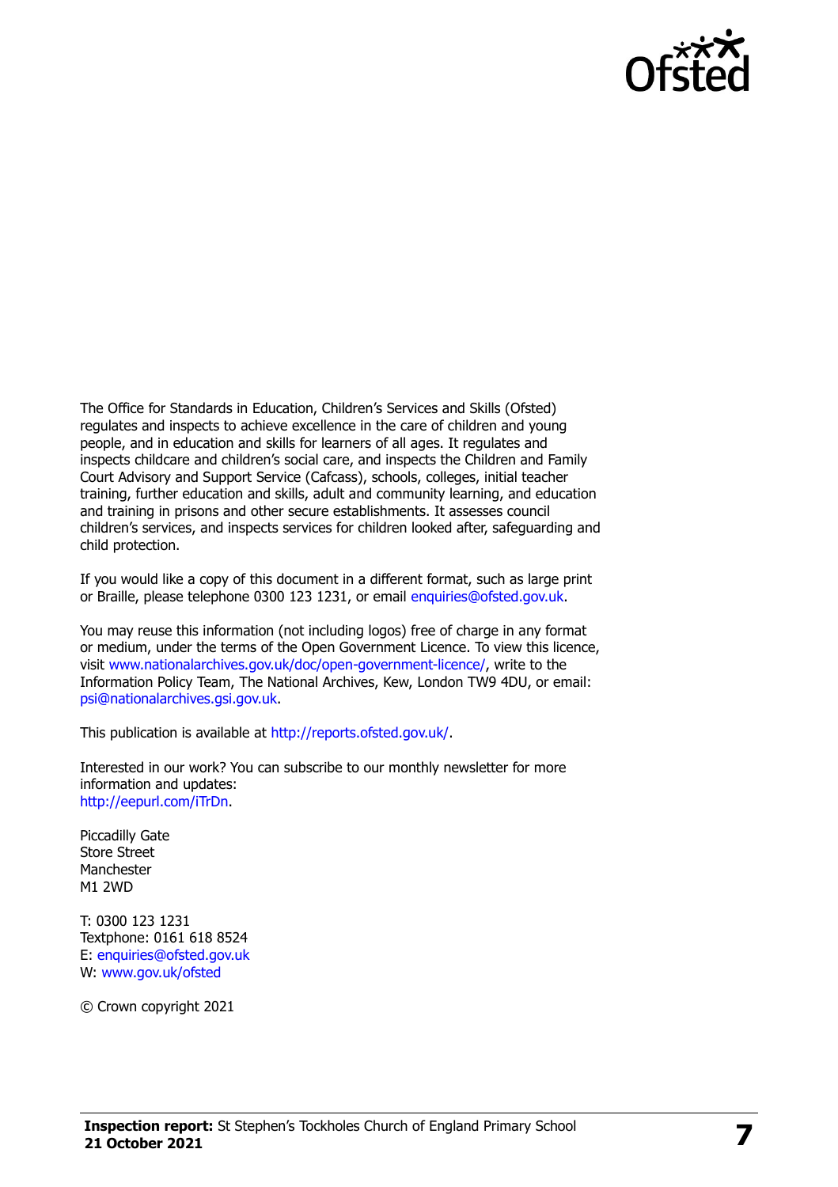The Office for Standards in Education, Children's Services and Skills (Ofsted) regulates and inspects to achieve excellence in the care of children and young people, and in education and skills for learners of all ages. It regulates and inspects childcare and children's social care, and inspects the Children and Family Court Advisory and Support Service (Cafcass), schools, colleges, initial teacher training, further education and skills, adult and community learning, and education and training in prisons and other secure establishments. It assesses council children's services, and inspects services for children looked after, safeguarding and child protection.

If you would like a copy of this document in a different format, such as large print or Braille, please telephone 0300 123 1231, or email enquiries@ofsted.gov.uk.

You may reuse this information (not including logos) free of charge in any format or medium, under the terms of the Open Government Licence. To view this licence, visit www.nationalarchives.gov.uk/doc/open-government-licence/, write to the Information Policy Team, The National Archives, Kew, London TW9 4DU, or email: psi@nationalarchives.gsi.gov.uk.

This publication is available at http://reports.ofsted.gov.uk/.

Interested in our work? You can subscribe to our monthly newsletter for more information and updates: http://eepurl.com/iTrDn.

Piccadilly Gate
Store Street
Manchester
M1 2WD

T: 0300 123 1231
Textphone: 0161 618 8524
E: enquiries@ofsted.gov.uk
W: www.gov.uk/ofsted

© Crown copyright 2021